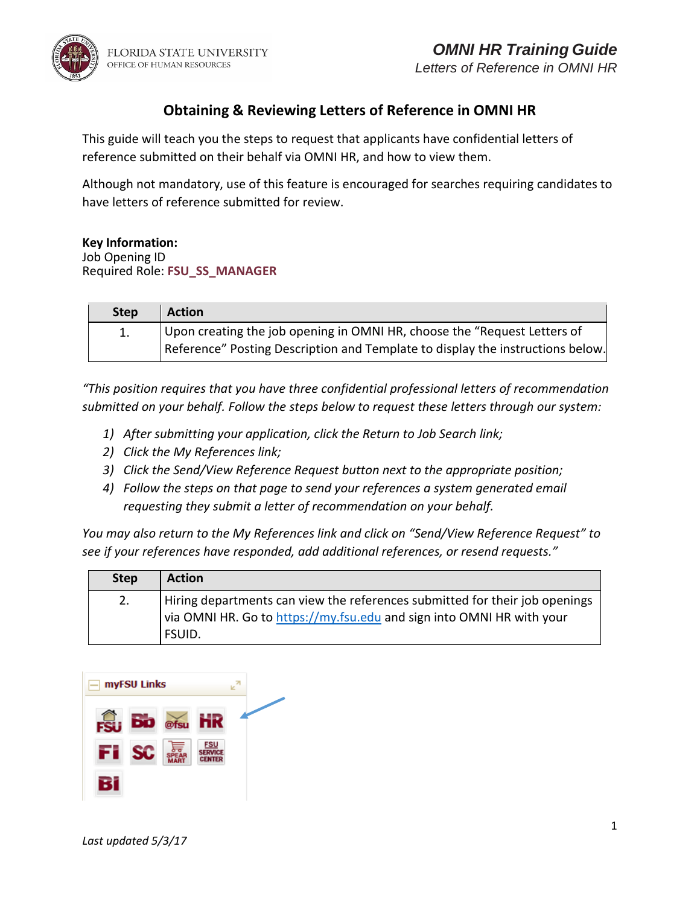# Obtaining & Reviewing Letters of Reference in OMNI HR

This guide will teach you the steps to request that applicants have confidential letters of reference submitted on their behalf via OMNI HR, and how to view them.

Although not mandatory, use of this feature is encouraged for searches requiring candidates to have letters of reference submitted for review.

**Key Information:**
Job Opening ID
Required Role: **FSU_SS_MANAGER**

| Step | Action |
|---|---|
| 1. | Upon creating the job opening in OMNI HR, choose the "Request Letters of Reference" Posting Description and Template to display the instructions below. |

*"This position requires that you have three confidential professional letters of recommendation submitted on your behalf. Follow the steps below to request these letters through our system:*

1) *After submitting your application, click the Return to Job Search link;*
2) *Click the My References link;*
3) *Click the Send/View Reference Request button next to the appropriate position;*
4) *Follow the steps on that page to send your references a system generated email requesting they submit a letter of recommendation on your behalf.*

*You may also return to the My References link and click on "Send/View Reference Request" to see if your references have responded, add additional references, or resend requests."*

| Step | Action |
|---|---|
| 2. | Hiring departments can view the references submitted for their job openings via OMNI HR. Go to https://my.fsu.edu and sign into OMNI HR with your FSUID. |

*Last updated 5/3/17*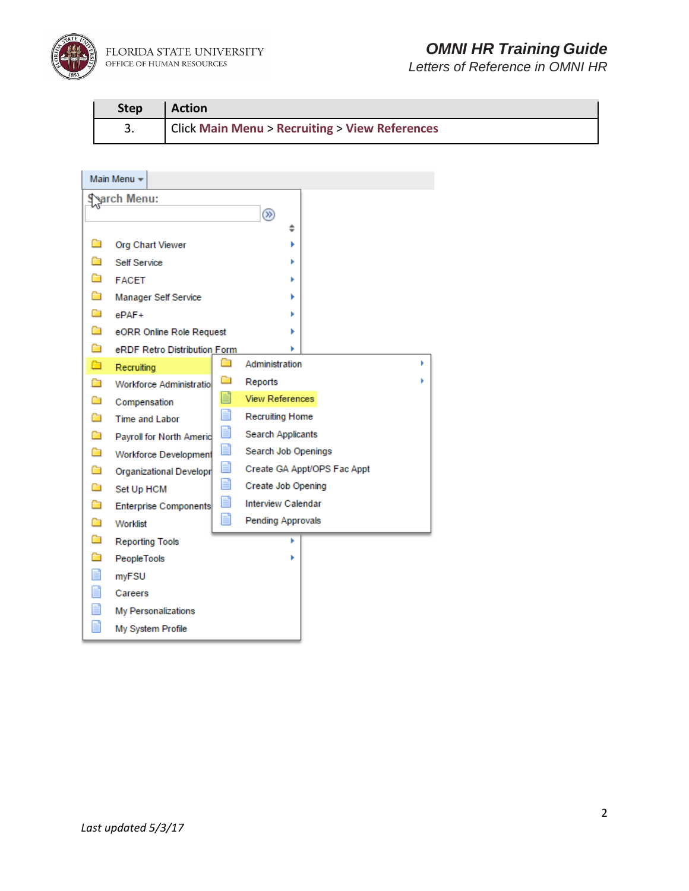| Step | Action |
| --- | --- |
| 3. | Click **Main Menu** > **Recruiting** > **View References** |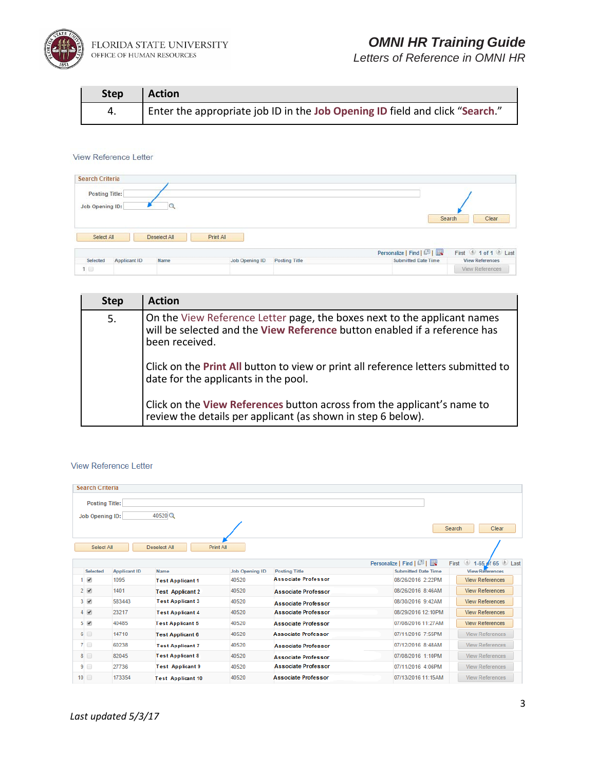| Step | Action |
|---|---|
| 4. | Enter the appropriate job ID in the **Job Opening ID** field and click "**Search**." |

View Reference Letter

Search Criteria

Posting Title:

Job Opening ID:

Search | Clear

Select All | Deselect All | Print All

Personalize | Find | First 1 of 1 Last

| Selected | Applicant ID | Name | Job Opening ID | Posting Title | Submitted Date Time | View References |
|---|---|---|---|---|---|---|
| 1 | | | | | | View References |

| Step | Action |
|---|---|
| 5. | On the View Reference Letter page, the boxes next to the applicant names will be selected and the **View Reference** button enabled if a reference has been received.<br><br>Click on the **Print All** button to view or print all reference letters submitted to date for the applicants in the pool.<br><br>Click on the **View References** button across from the applicant's name to review the details per applicant (as shown in step 6 below). |

View Reference Letter

Search Criteria

Posting Title:

Job Opening ID: 40520

Search | Clear

Select All | Deselect All | Print All

Personalize | Find | First 1-65 of 65 Last

| | Selected | Applicant ID | Name | Job Opening ID | Posting Title | Submitted Date Time | View References |
|---|---|---|---|---|---|---|---|
| 1 | ✔ | 1095 | Test Applicant 1 | 40520 | Associate Professor | 08/26/2016 2:22PM | View References |
| 2 | ✔ | 1401 | Test Applicant 2 | 40520 | Associate Professor | 08/26/2016 8:46AM | View References |
| 3 | ✔ | 583443 | Test Applicant 3 | 40520 | Associate Professor | 08/30/2016 9:42AM | View References |
| 4 | ✔ | 23217 | Test Applicant 4 | 40520 | Associate Professor | 08/29/2016 12:10PM | View References |
| 5 | ✔ | 40485 | Test Applicant 5 | 40520 | Associate Professor | 07/08/2016 11:27AM | View References |
| 6 | | 14710 | Test Applicant 6 | 40520 | Associate Professor | 07/11/2016 7:55PM | View References |
| 7 | | 60238 | Test Applicant 7 | 40520 | Associate Professor | 07/12/2016 8:48AM | View References |
| 8 | | 82045 | Test Applicant 8 | 40520 | Associate Professor | 07/08/2016 1:10PM | View References |
| 9 | | 27736 | Test Applicant 9 | 40520 | Associate Professor | 07/11/2016 4:06PM | View References |
| 10 | | 173354 | Test Applicant 10 | 40520 | Associate Professor | 07/13/2016 11:15AM | View References |

*Last updated 5/3/17*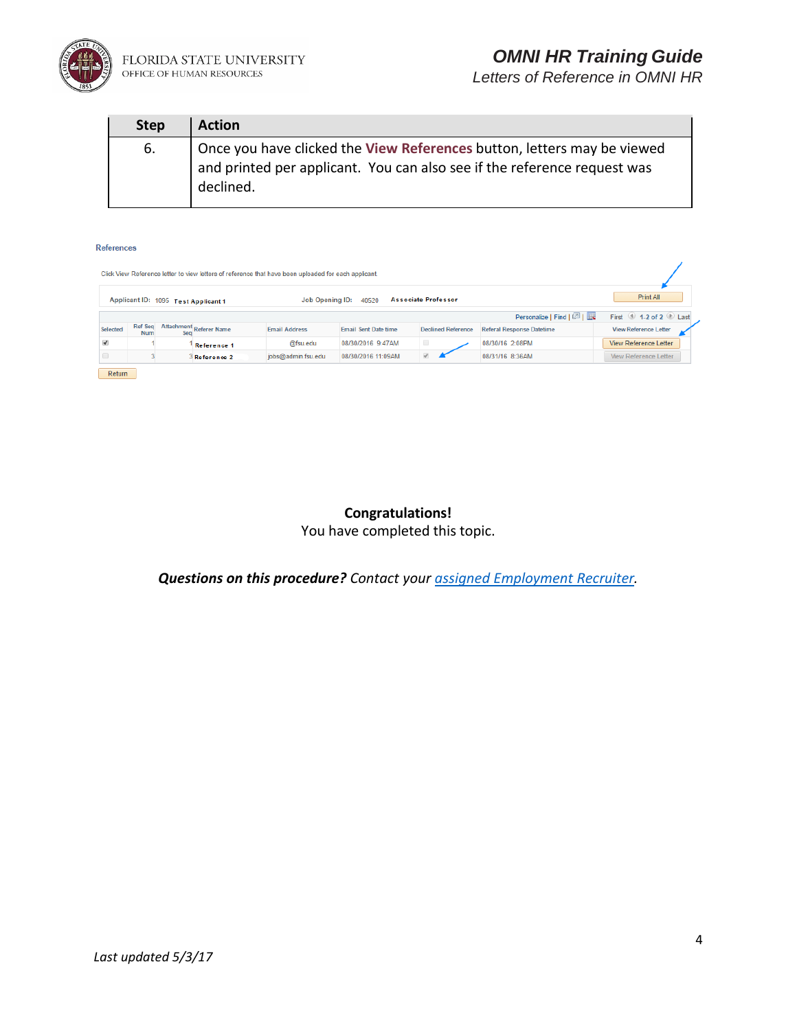| Step | Action |
| --- | --- |
| 6. | Once you have clicked the **View References** button, letters may be viewed and printed per applicant. You can also see if the reference request was declined. |

References

Click View Reference letter to view letters of reference that have been uploaded for each applicant

Applicant ID: 1095 Test Applicant 1     Job Opening ID: 40520 Associate Professor     Print All

Personalize | Find | First 1-2 of 2 Last

| Selected | Ref Seq Num | Attachment Seq | Referer Name | Email Address | Email Sent Date time | Declined Reference | Referal Response Datetime | View Reference Letter |
| --- | --- | --- | --- | --- | --- | --- | --- | --- |
| ☑ | 1 | 1 | Reference 1 | @fsu.edu | 08/30/2016 9:47AM | ☐ | 08/30/16 2:08PM | View Reference Letter |
| ☐ | 3 | 3 | Reference 2 | jobs@admin.fsu.edu | 08/30/2016 11:09AM | ☑ | 08/31/16 8:36AM | View Reference Letter |

Return

**Congratulations!**
You have completed this topic.

***Questions on this procedure?*** *Contact your [assigned Employment Recruiter](assigned Employment Recruiter).*

*Last updated 5/3/17*